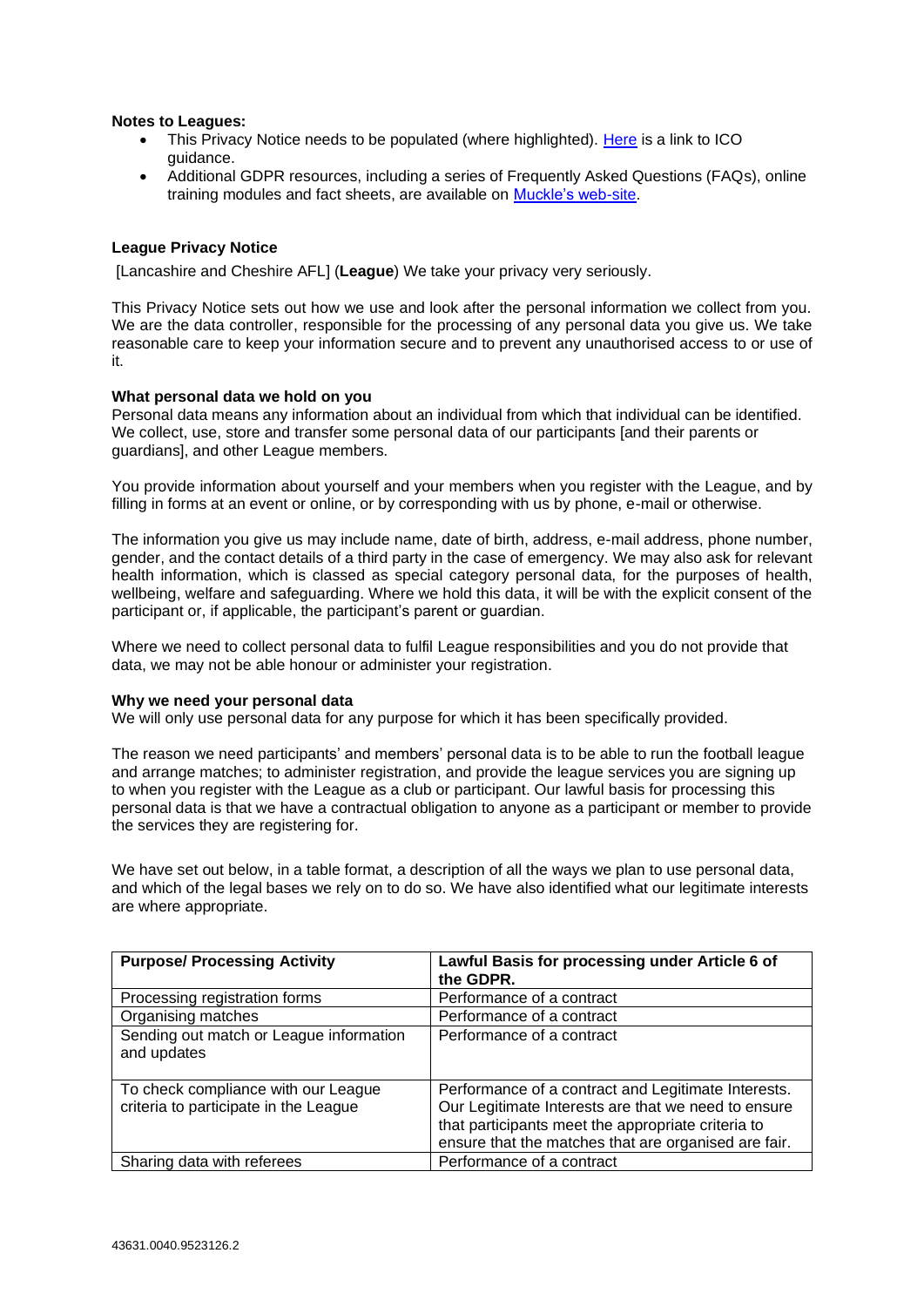**Notes to Leagues:**

- This Privacy Notice needs to be populated (where highlighted). Here is a link to ICO guidance.
- Additional GDPR resources, including a series of Frequently Asked Questions (FAQs), online training modules and fact sheets, are available on Muckle's web-site.

**League Privacy Notice**

[Lancashire and Cheshire AFL] (**League**) We take your privacy very seriously.

This Privacy Notice sets out how we use and look after the personal information we collect from you. We are the data controller, responsible for the processing of any personal data you give us. We take reasonable care to keep your information secure and to prevent any unauthorised access to or use of it.

**What personal data we hold on you**

Personal data means any information about an individual from which that individual can be identified. We collect, use, store and transfer some personal data of our participants [and their parents or guardians], and other League members.

You provide information about yourself and your members when you register with the League, and by filling in forms at an event or online, or by corresponding with us by phone, e-mail or otherwise.

The information you give us may include name, date of birth, address, e-mail address, phone number, gender, and the contact details of a third party in the case of emergency. We may also ask for relevant health information, which is classed as special category personal data, for the purposes of health, wellbeing, welfare and safeguarding. Where we hold this data, it will be with the explicit consent of the participant or, if applicable, the participant's parent or guardian.

Where we need to collect personal data to fulfil League responsibilities and you do not provide that data, we may not be able honour or administer your registration.

**Why we need your personal data**

We will only use personal data for any purpose for which it has been specifically provided.

The reason we need participants' and members' personal data is to be able to run the football league and arrange matches; to administer registration, and provide the league services you are signing up to when you register with the League as a club or participant. Our lawful basis for processing this personal data is that we have a contractual obligation to anyone as a participant or member to provide the services they are registering for.

We have set out below, in a table format, a description of all the ways we plan to use personal data, and which of the legal bases we rely on to do so. We have also identified what our legitimate interests are where appropriate.

| **Purpose/ Processing Activity** | **Lawful Basis for processing under Article 6 of the GDPR.** |
| --- | --- |
| Processing registration forms | Performance of a contract |
| Organising matches | Performance of a contract |
| Sending out match or League information and updates | Performance of a contract |
| To check compliance with our League criteria to participate in the League | Performance of a contract and Legitimate Interests. Our Legitimate Interests are that we need to ensure that participants meet the appropriate criteria to ensure that the matches that are organised are fair. |
| Sharing data with referees | Performance of a contract |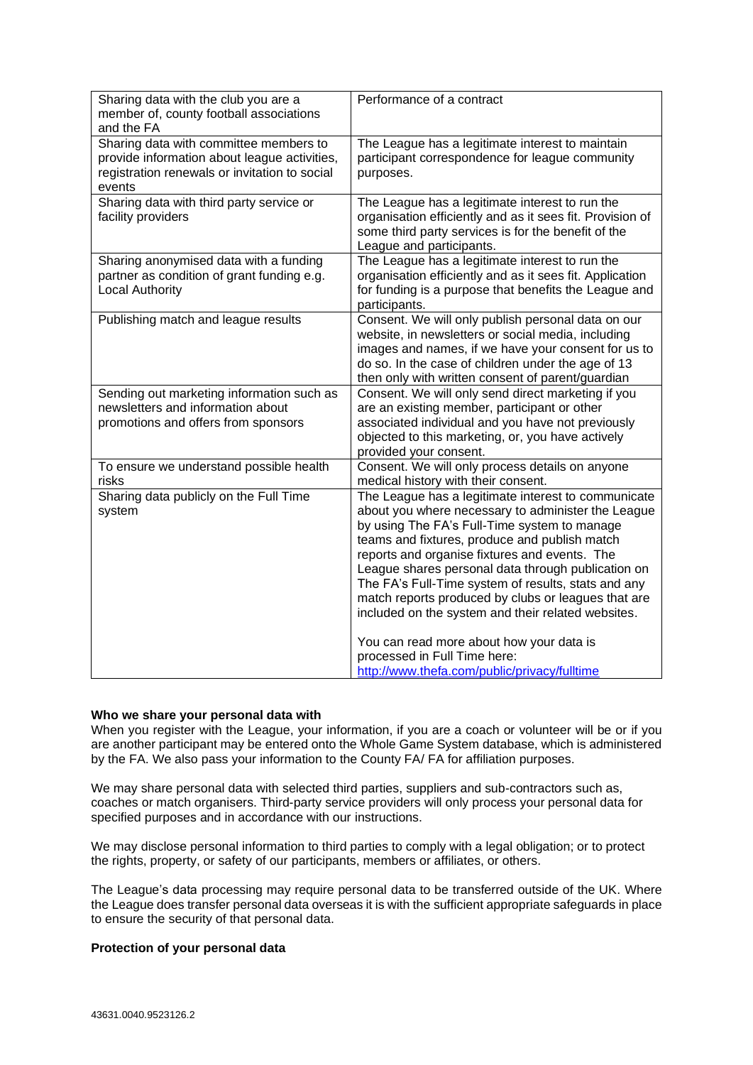| | |
|---|---|
| Sharing data with the club you are a member of, county football associations and the FA | Performance of a contract |
| Sharing data with committee members to provide information about league activities, registration renewals or invitation to social events | The League has a legitimate interest to maintain participant correspondence for league community purposes. |
| Sharing data with third party service or facility providers | The League has a legitimate interest to run the organisation efficiently and as it sees fit. Provision of some third party services is for the benefit of the League and participants. |
| Sharing anonymised data with a funding partner as condition of grant funding e.g. Local Authority | The League has a legitimate interest to run the organisation efficiently and as it sees fit. Application for funding is a purpose that benefits the League and participants. |
| Publishing match and league results | Consent. We will only publish personal data on our website, in newsletters or social media, including images and names, if we have your consent for us to do so. In the case of children under the age of 13 then only with written consent of parent/guardian |
| Sending out marketing information such as newsletters and information about promotions and offers from sponsors | Consent. We will only send direct marketing if you are an existing member, participant or other associated individual and you have not previously objected to this marketing, or, you have actively provided your consent. |
| To ensure we understand possible health risks | Consent. We will only process details on anyone medical history with their consent. |
| Sharing data publicly on the Full Time system | The League has a legitimate interest to communicate about you where necessary to administer the League by using The FA's Full-Time system to manage teams and fixtures, produce and publish match reports and organise fixtures and events. The League shares personal data through publication on The FA's Full-Time system of results, stats and any match reports produced by clubs or leagues that are included on the system and their related websites.<br><br>You can read more about how your data is processed in Full Time here: http://www.thefa.com/public/privacy/fulltime |

**Who we share your personal data with**

When you register with the League, your information, if you are a coach or volunteer will be or if you are another participant may be entered onto the Whole Game System database, which is administered by the FA. We also pass your information to the County FA/ FA for affiliation purposes.

We may share personal data with selected third parties, suppliers and sub-contractors such as, coaches or match organisers. Third-party service providers will only process your personal data for specified purposes and in accordance with our instructions.

We may disclose personal information to third parties to comply with a legal obligation; or to protect the rights, property, or safety of our participants, members or affiliates, or others.

The League's data processing may require personal data to be transferred outside of the UK. Where the League does transfer personal data overseas it is with the sufficient appropriate safeguards in place to ensure the security of that personal data.

**Protection of your personal data**

43631.0040.9523126.2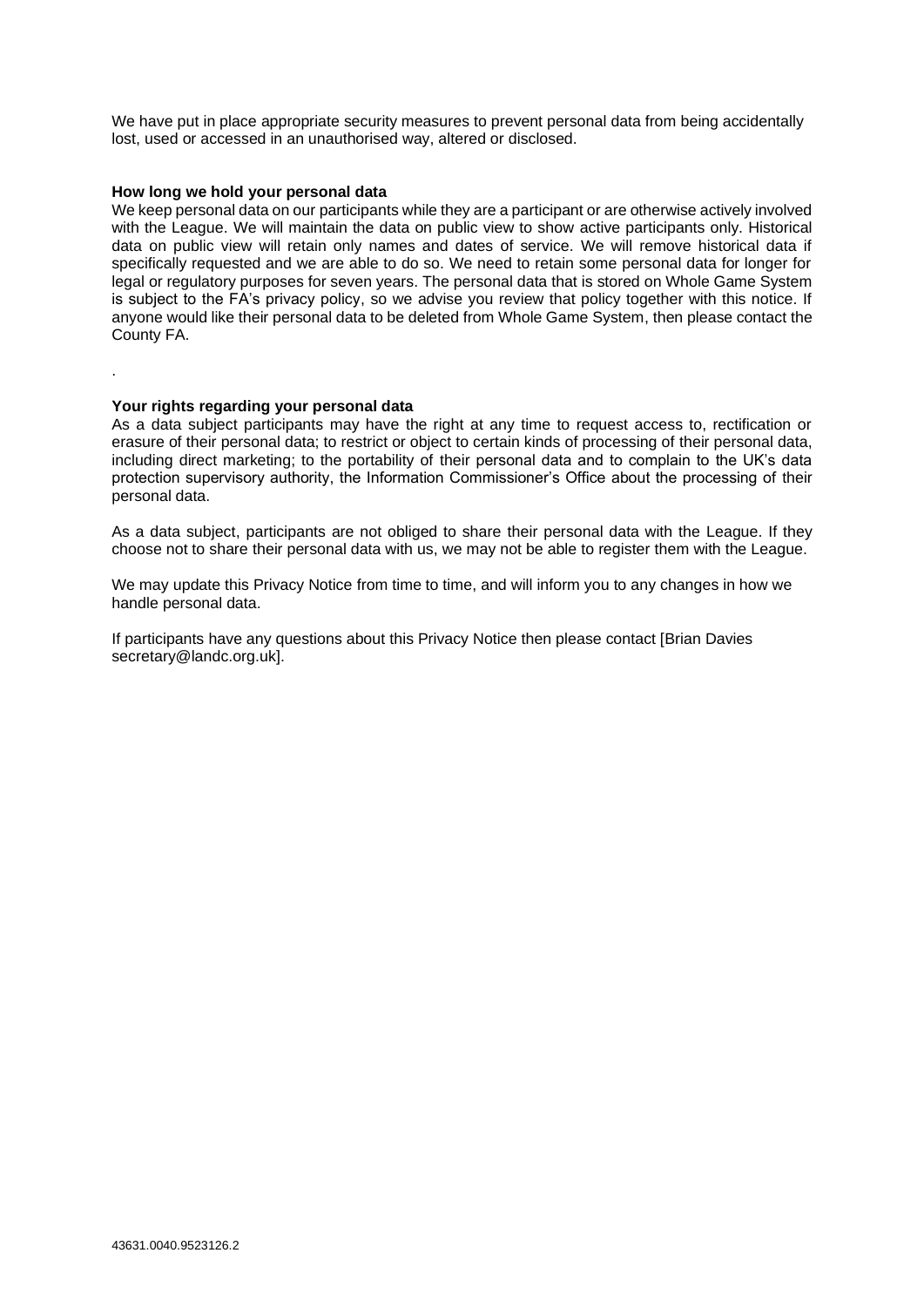We have put in place appropriate security measures to prevent personal data from being accidentally lost, used or accessed in an unauthorised way, altered or disclosed.

**How long we hold your personal data**

We keep personal data on our participants while they are a participant or are otherwise actively involved with the League. We will maintain the data on public view to show active participants only. Historical data on public view will retain only names and dates of service. We will remove historical data if specifically requested and we are able to do so. We need to retain some personal data for longer for legal or regulatory purposes for seven years. The personal data that is stored on Whole Game System is subject to the FA's privacy policy, so we advise you review that policy together with this notice. If anyone would like their personal data to be deleted from Whole Game System, then please contact the County FA.

.

**Your rights regarding your personal data**

As a data subject participants may have the right at any time to request access to, rectification or erasure of their personal data; to restrict or object to certain kinds of processing of their personal data, including direct marketing; to the portability of their personal data and to complain to the UK's data protection supervisory authority, the Information Commissioner's Office about the processing of their personal data.

As a data subject, participants are not obliged to share their personal data with the League. If they choose not to share their personal data with us, we may not be able to register them with the League.

We may update this Privacy Notice from time to time, and will inform you to any changes in how we handle personal data.

If participants have any questions about this Privacy Notice then please contact [Brian Davies secretary@landc.org.uk].

43631.0040.9523126.2